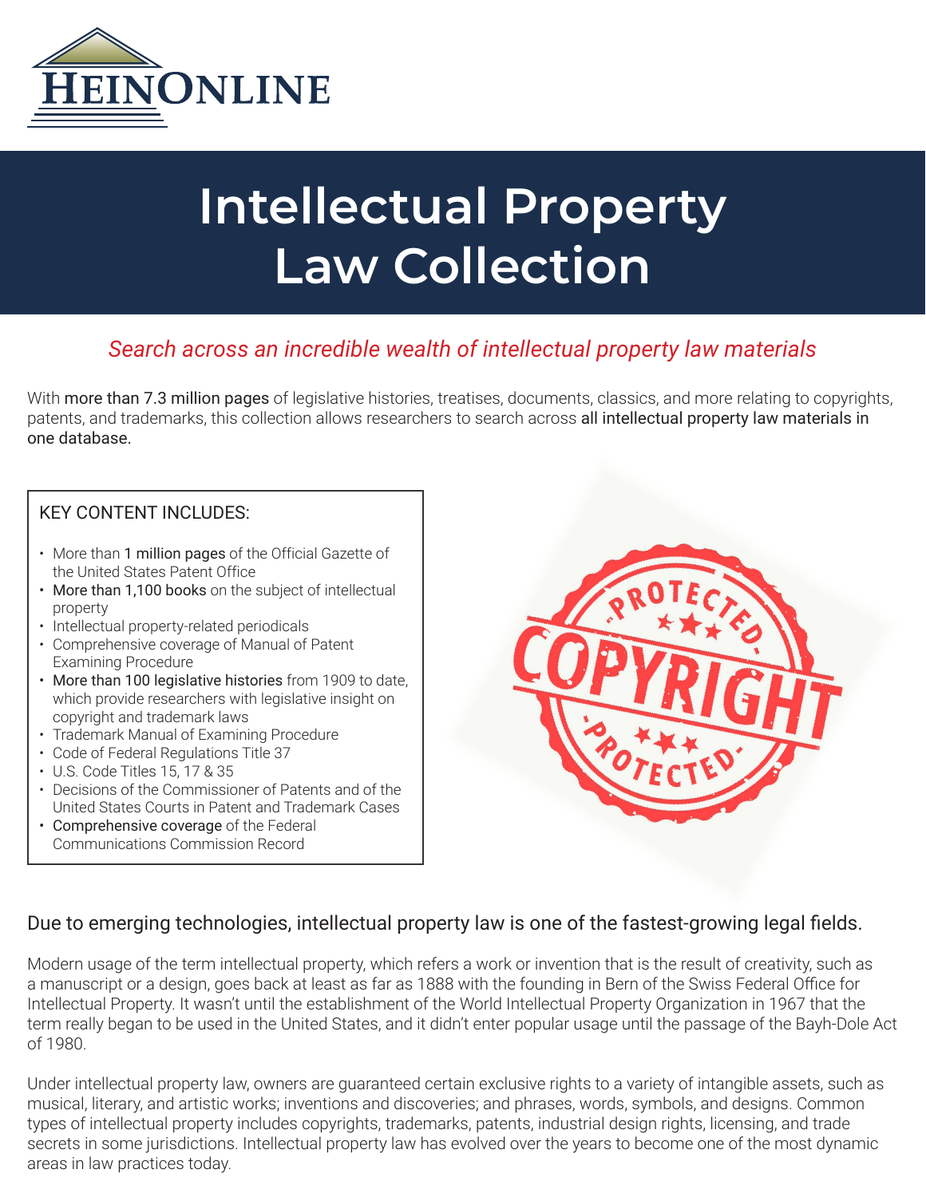HEINONLINE

# Intellectual Property Law Collection

*Search across an incredible wealth of intellectual property law materials*

With more than 7.3 million pages of legislative histories, treatises, documents, classics, and more relating to copyrights, patents, and trademarks, this collection allows researchers to search across all intellectual property law materials in one database.

KEY CONTENT INCLUDES:

- More than 1 million pages of the Official Gazette of the United States Patent Office
- More than 1,100 books on the subject of intellectual property
- Intellectual property-related periodicals
- Comprehensive coverage of Manual of Patent Examining Procedure
- More than 100 legislative histories from 1909 to date, which provide researchers with legislative insight on copyright and trademark laws
- Trademark Manual of Examining Procedure
- Code of Federal Regulations Title 37
- U.S. Code Titles 15, 17 & 35
- Decisions of the Commissioner of Patents and of the United States Courts in Patent and Trademark Cases
- Comprehensive coverage of the Federal Communications Commission Record

## Due to emerging technologies, intellectual property law is one of the fastest-growing legal fields.

Modern usage of the term intellectual property, which refers a work or invention that is the result of creativity, such as a manuscript or a design, goes back at least as far as 1888 with the founding in Bern of the Swiss Federal Office for Intellectual Property. It wasn't until the establishment of the World Intellectual Property Organization in 1967 that the term really began to be used in the United States, and it didn't enter popular usage until the passage of the Bayh-Dole Act of 1980.

Under intellectual property law, owners are guaranteed certain exclusive rights to a variety of intangible assets, such as musical, literary, and artistic works; inventions and discoveries; and phrases, words, symbols, and designs. Common types of intellectual property includes copyrights, trademarks, patents, industrial design rights, licensing, and trade secrets in some jurisdictions. Intellectual property law has evolved over the years to become one of the most dynamic areas in law practices today.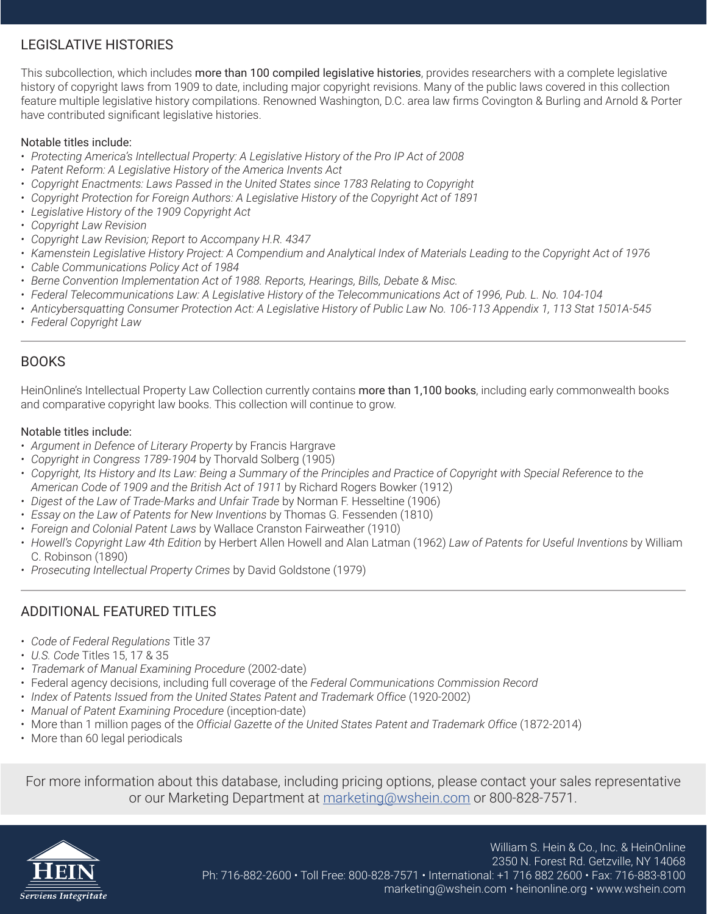## LEGISLATIVE HISTORIES

This subcollection, which includes more than 100 compiled legislative histories, provides researchers with a complete legislative history of copyright laws from 1909 to date, including major copyright revisions. Many of the public laws covered in this collection feature multiple legislative history compilations. Renowned Washington, D.C. area law firms Covington & Burling and Arnold & Porter have contributed significant legislative histories.

Notable titles include:

- *Protecting America's Intellectual Property: A Legislative History of the Pro IP Act of 2008*
- *Patent Reform: A Legislative History of the America Invents Act*
- *Copyright Enactments: Laws Passed in the United States since 1783 Relating to Copyright*
- *Copyright Protection for Foreign Authors: A Legislative History of the Copyright Act of 1891*
- *Legislative History of the 1909 Copyright Act*
- *Copyright Law Revision*
- *Copyright Law Revision; Report to Accompany H.R. 4347*
- *Kamenstein Legislative History Project: A Compendium and Analytical Index of Materials Leading to the Copyright Act of 1976*
- *Cable Communications Policy Act of 1984*
- *Berne Convention Implementation Act of 1988. Reports, Hearings, Bills, Debate & Misc.*
- *Federal Telecommunications Law: A Legislative History of the Telecommunications Act of 1996, Pub. L. No. 104-104*
- *Anticybersquatting Consumer Protection Act: A Legislative History of Public Law No. 106-113 Appendix 1, 113 Stat 1501A-545*
- *Federal Copyright Law*

## BOOKS

HeinOnline's Intellectual Property Law Collection currently contains more than 1,100 books, including early commonwealth books and comparative copyright law books. This collection will continue to grow.

Notable titles include:

- *Argument in Defence of Literary Property* by Francis Hargrave
- *Copyright in Congress 1789-1904* by Thorvald Solberg (1905)
- *Copyright, Its History and Its Law: Being a Summary of the Principles and Practice of Copyright with Special Reference to the American Code of 1909 and the British Act of 1911* by Richard Rogers Bowker (1912)
- *Digest of the Law of Trade-Marks and Unfair Trade* by Norman F. Hesseltine (1906)
- *Essay on the Law of Patents for New Inventions* by Thomas G. Fessenden (1810)
- *Foreign and Colonial Patent Laws* by Wallace Cranston Fairweather (1910)
- *Howell's Copyright Law 4th Edition* by Herbert Allen Howell and Alan Latman (1962) *Law of Patents for Useful Inventions* by William C. Robinson (1890)
- *Prosecuting Intellectual Property Crimes* by David Goldstone (1979)

## ADDITIONAL FEATURED TITLES

- *Code of Federal Regulations* Title 37
- *U.S. Code* Titles 15, 17 & 35
- *Trademark of Manual Examining Procedure* (2002-date)
- Federal agency decisions, including full coverage of the *Federal Communications Commission Record*
- *Index of Patents Issued from the United States Patent and Trademark Office* (1920-2002)
- *Manual of Patent Examining Procedure* (inception-date)
- More than 1 million pages of the *Official Gazette of the United States Patent and Trademark Office* (1872-2014)
- More than 60 legal periodicals

For more information about this database, including pricing options, please contact your sales representative or our Marketing Department at marketing@wshein.com or 800-828-7571.

HEIN
*Serviens Integritate*

William S. Hein & Co., Inc. & HeinOnline
2350 N. Forest Rd. Getzville, NY 14068
Ph: 716-882-2600 • Toll Free: 800-828-7571 • International: +1 716 882 2600 • Fax: 716-883-8100
marketing@wshein.com • heinonline.org • www.wshein.com